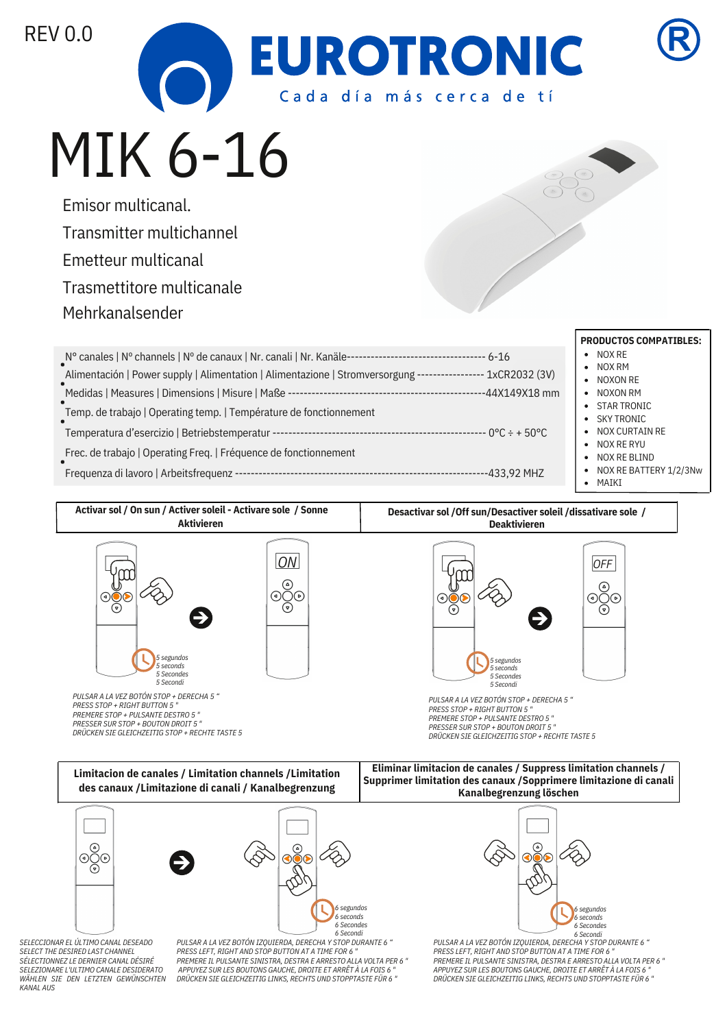REV 0.0

**EUROTRONIC** ®

Cada día más cerca de tí

# MIK 6-16

Emisor multicanal.
Transmitter multichannel
Emetteur multicanal
Trasmettitore multicanale
Mehrkanalsender

- Nº canales | Nº channels | Nº de canaux | Nr. canali | Nr. Kanäle---------------------------------- 6-16
- Alimentación | Power supply | Alimentation | Alimentazione | Stromversorgung ---------------- 1xCR2032 (3V)
- Medidas | Measures | Dimensions | Misure | Maße -----------------------------------------------44X149X18 mm
- Temp. de trabajo | Operating temp. | Température de fonctionnement
  Temperatura d'esercizio | Betriebstemperatur ---------------------------------------------------- 0ºC ÷ + 50ºC
- Frec. de trabajo | Operating Freq. | Fréquence de fonctionnement
  Frequenza di lavoro | Arbeitsfrequenz --------------------------------------------------------------433,92 MHZ

**PRODUCTOS COMPATIBLES:**

- NOX RE
- NOX RM
- NOXON RE
- NOXON RM
- STAR TRONIC
- SKY TRONIC
- NOX CURTAIN RE
- NOX RE RYU
- NOX RE BLIND
- NOX RE BATTERY 1/2/3Nw
- MAIKI

| Activar sol / On sun / Activer soleil - Activare sole / Sonne Aktivieren | Desactivar sol /Off sun/Desactiver soleil /dissativare sole / Deaktivieren |
|---|---|

**Activar sol / On sun / Activer soleil - Activare sole / Sonne Aktivieren**

ON

*5 segundos*
*5 seconds*
*5 Secondes*
*5 Secondi*

*PULSAR A LA VEZ BOTÓN STOP + DERECHA 5 "*
*PRESS STOP + RIGHT BUTTON 5 "*
*PREMERE STOP + PULSANTE DESTRO 5 "*
*PRESSER SUR STOP + BOUTON DROIT 5 "*
*DRÜCKEN SIE GLEICHZEITIG STOP + RECHTE TASTE 5*

**Desactivar sol /Off sun/Desactiver soleil /dissativare sole / Deaktivieren**

OFF

*5 segundos*
*5 seconds*
*5 Secondes*
*5 Secondi*

*PULSAR A LA VEZ BOTÓN STOP + DERECHA 5 "*
*PRESS STOP + RIGHT BUTTON 5 "*
*PREMERE STOP + PULSANTE DESTRO 5 "*
*PRESSER SUR STOP + BOUTON DROIT 5 "*
*DRÜCKEN SIE GLEICHZEITIG STOP + RECHTE TASTE 5*

| Limitacion de canales / Limitation channels /Limitation des canaux /Limitazione di canali / Kanalbegrenzung | Eliminar limitacion de canales / Suppress limitation channels / Supprimer limitation des canaux /Sopprimere limitazione di canali Kanalbegrenzung löschen |
|---|---|

**Limitacion de canales / Limitation channels /Limitation des canaux /Limitazione di canali / Kanalbegrenzung**

*SELECCIONAR EL ÚLTIMO CANAL DESEADO*
*SELECT THE DESIRED LAST CHANNEL*
*SÉLECTIONNEZ LE DERNIER CANAL DÉSIRÉ*
*SELEZIONARE L'ULTIMO CANALE DESIDERATO*
*WÄHLEN SIE DEN LETZTEN GEWÜNSCHTEN KANAL AUS*

*6 segundos*
*6 seconds*
*6 Secondes*
*6 Secondi*

*PULSAR A LA VEZ BOTÓN IZQUIERDA, DERECHA Y STOP DURANTE 6 "*
*PRESS LEFT, RIGHT AND STOP BUTTON AT A TIME FOR 6 "*
*PREMERE IL PULSANTE SINISTRA, DESTRA E ARRESTO ALLA VOLTA PER 6 "*
*APPUYEZ SUR LES BOUTONS GAUCHE, DROITE ET ARRÊT À LA FOIS 6 "*
*DRÜCKEN SIE GLEICHZEITIG LINKS, RECHTS UND STOPPTASTE FÜR 6 "*

**Eliminar limitacion de canales / Suppress limitation channels / Supprimer limitation des canaux /Sopprimere limitazione di canali Kanalbegrenzung löschen**

*6 segundos*
*6 seconds*
*6 Secondes*
*6 Secondi*

*PULSAR A LA VEZ BOTÓN IZQUIERDA, DERECHA Y STOP DURANTE 6 "*
*PRESS LEFT, RIGHT AND STOP BUTTON AT A TIME FOR 6 "*
*PREMERE IL PULSANTE SINISTRA, DESTRA E ARRESTO ALLA VOLTA PER 6 "*
*APPUYEZ SUR LES BOUTONS GAUCHE, DROITE ET ARRÊT À LA FOIS 6 "*
*DRÜCKEN SIE GLEICHZEITIG LINKS, RECHTS UND STOPPTASTE FÜR 6 "*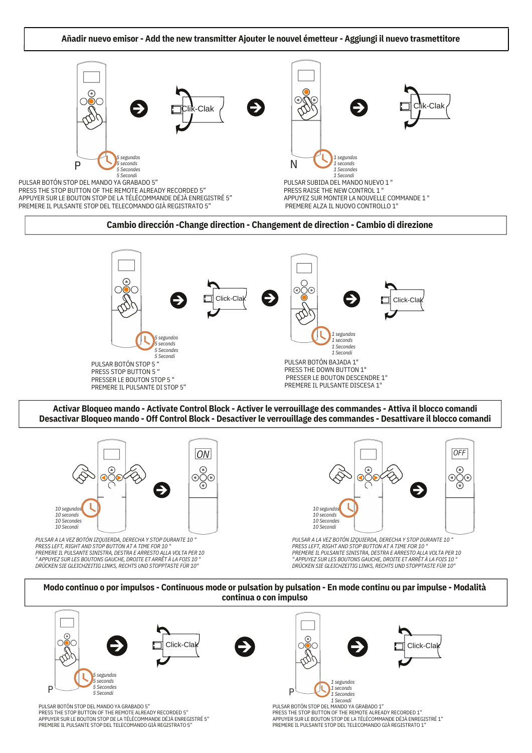## Añadir nuevo emisor - Add the new transmitter Ajouter le nouvel émetteur - Aggiungi il nuevo trasmettitore

Clik-Clak

P

*5 segundos*
*5 seconds*
*5 Secondes*
*5 Secondi*

PULSAR BOTÓN STOP DEL MANDO YA GRABADO 5”
PRESS THE STOP BUTTON OF THE REMOTE ALREADY RECORDED 5”
APPUYER SUR LE BOUTON STOP DE LA TÉLÉCOMMANDE DÉJÀ ENREGISTRÉ 5”
PREMERE IL PULSANTE STOP DEL TELECOMANDO GIÀ REGISTRATO 5”

Clik-Clak

N

*1 segundos*
*1 seconds*
*1 Secondes*
*1 Secondi*

PULSAR SUBIDA DEL MANDO NUEVO 1 ”
PRESS RAISE THE NEW CONTROL 1 ”
APPUYER SUR MONTER LA NOUVELLE COMMANDE 1 ”
PREMERE ALZA IL NUOVO CONTROLLO 1”

## Cambio dirección -Change direction - Changement de direction - Cambio di direzione

Click-Clak

*5 segundos*
*5 seconds*
*5 Secondes*
*5 Secondi*

PULSAR BOTÓN STOP 5 “
PRESS STOP BUTTON 5 “
PRESSER LE BOUTON STOP 5 “
PREMERE IL PULSANTE DI STOP 5”

Click-Clak

*1 segundos*
*1 seconds*
*1 Secondes*
*1 Secondi*

PULSAR BOTÓN BAJADA 1”
PRESS THE DOWN BUTTON 1”
PRESSER LE BOUTON DESCENDRE 1”
PREMERE IL PULSANTE DISCESA 1”

## Activar Bloqueo mando - Activate Control Block - Activer le verrouillage des commandes - Attiva il blocco comandi
## Desactivar Bloqueo mando - Off Control Block - Desactiver le verrouillage des commandes - Desattivare il blocco comandi

ON

*10 segundos*
*10 seconds*
*10 Secondes*
*10 Secondi*

*PULSAR A LA VEZ BOTÓN IZQUIERDA, DERECHA Y STOP DURANTE 10 “*
*PRESS LEFT, RIGHT AND STOP BUTTON AT A TIME FOR 10 ”*
*PREMERE IL PULSANTE SINISTRA, DESTRA E ARRESTO ALLA VOLTA PER 10*
*” APPUYEZ SUR LES BOUTONS GAUCHE, DROITE ET ARRÊT À LA FOIS 10 ”*
*DRÜCKEN SIE GLEICHZEITIG LINKS, RECHTS UND STOPPTASTE FÜR 10”*

OFF

*10 segundos*
*10 seconds*
*10 Secondes*
*10 Secondi*

*PULSAR A LA VEZ BOTÓN IZQUIERDA, DERECHA Y STOP DURANTE 10 “*
*PRESS LEFT, RIGHT AND STOP BUTTON AT A TIME FOR 10 ”*
*PREMERE IL PULSANTE SINISTRA, DESTRA E ARRESTO ALLA VOLTA PER 10*
*” APPUYEZ SUR LES BOUTONS GAUCHE, DROITE ET ARRÊT À LA FOIS 10 ”*
*DRÜCKEN SIE GLEICHZEITIG LINKS, RECHTS UND STOPPTASTE FÜR 10”*

## Modo continuo o por impulsos - Continuous mode or pulsation by pulsation - En mode continu ou par impulse - Modalità continua o con impulso

Click-Clak

P

*5 segundos*
*5 seconds*
*5 Secondes*
*5 Secondi*

PULSAR BOTÓN STOP DEL MANDO YA GRABADO 5”
PRESS THE STOP BUTTON OF THE REMOTE ALREADY RECORDED 5”
APPUYER SUR LE BOUTON STOP DE LA TÉLÉCOMMANDE DÉJÀ ENREGISTRÉ 5”
PREMERE IL PULSANTE STOP DEL TELECOMANDO GIÀ REGISTRATO 5”

Click-Clak

P

*1 segundos*
*1 seconds*
*1 Secondes*
*1 Secondi*

PULSAR BOTÓN STOP DEL MANDO YA GRABADO 1”
PRESS THE STOP BUTTON OF THE REMOTE ALREADY RECORDED 1”
APPUYER SUR LE BOUTON STOP DE LA TÉLÉCOMMANDE DÉJÀ ENREGISTRÉ 1”
PREMERE IL PULSANTE STOP DEL TELECOMANDO GIÀ REGISTRATO 1”